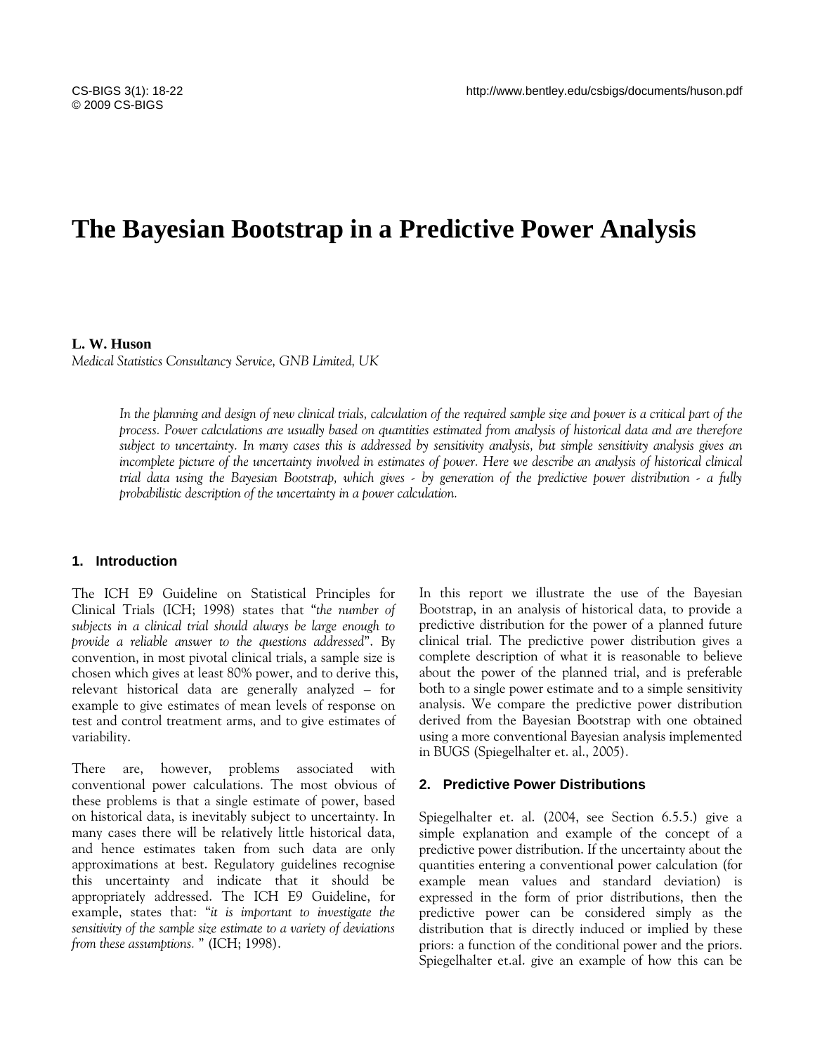# The Bayesian Bootstrap in a Predictive Power Analysis

**L. W. Huson**
*Medical Statistics Consultancy Service, GNB Limited, UK*

*In the planning and design of new clinical trials, calculation of the required sample size and power is a critical part of the process. Power calculations are usually based on quantities estimated from analysis of historical data and are therefore subject to uncertainty. In many cases this is addressed by sensitivity analysis, but simple sensitivity analysis gives an incomplete picture of the uncertainty involved in estimates of power. Here we describe an analysis of historical clinical trial data using the Bayesian Bootstrap, which gives - by generation of the predictive power distribution - a fully probabilistic description of the uncertainty in a power calculation.*

## 1. Introduction

The ICH E9 Guideline on Statistical Principles for Clinical Trials (ICH; 1998) states that "*the number of subjects in a clinical trial should always be large enough to provide a reliable answer to the questions addressed*". By convention, in most pivotal clinical trials, a sample size is chosen which gives at least 80% power, and to derive this, relevant historical data are generally analyzed – for example to give estimates of mean levels of response on test and control treatment arms, and to give estimates of variability.

There are, however, problems associated with conventional power calculations. The most obvious of these problems is that a single estimate of power, based on historical data, is inevitably subject to uncertainty. In many cases there will be relatively little historical data, and hence estimates taken from such data are only approximations at best. Regulatory guidelines recognise this uncertainty and indicate that it should be appropriately addressed. The ICH E9 Guideline, for example, states that: "*it is important to investigate the sensitivity of the sample size estimate to a variety of deviations from these assumptions.* " (ICH; 1998).

In this report we illustrate the use of the Bayesian Bootstrap, in an analysis of historical data, to provide a predictive distribution for the power of a planned future clinical trial. The predictive power distribution gives a complete description of what it is reasonable to believe about the power of the planned trial, and is preferable both to a single power estimate and to a simple sensitivity analysis. We compare the predictive power distribution derived from the Bayesian Bootstrap with one obtained using a more conventional Bayesian analysis implemented in BUGS (Spiegelhalter et. al., 2005).

## 2. Predictive Power Distributions

Spiegelhalter et. al. (2004, see Section 6.5.5.) give a simple explanation and example of the concept of a predictive power distribution. If the uncertainty about the quantities entering a conventional power calculation (for example mean values and standard deviation) is expressed in the form of prior distributions, then the predictive power can be considered simply as the distribution that is directly induced or implied by these priors: a function of the conditional power and the priors. Spiegelhalter et.al. give an example of how this can be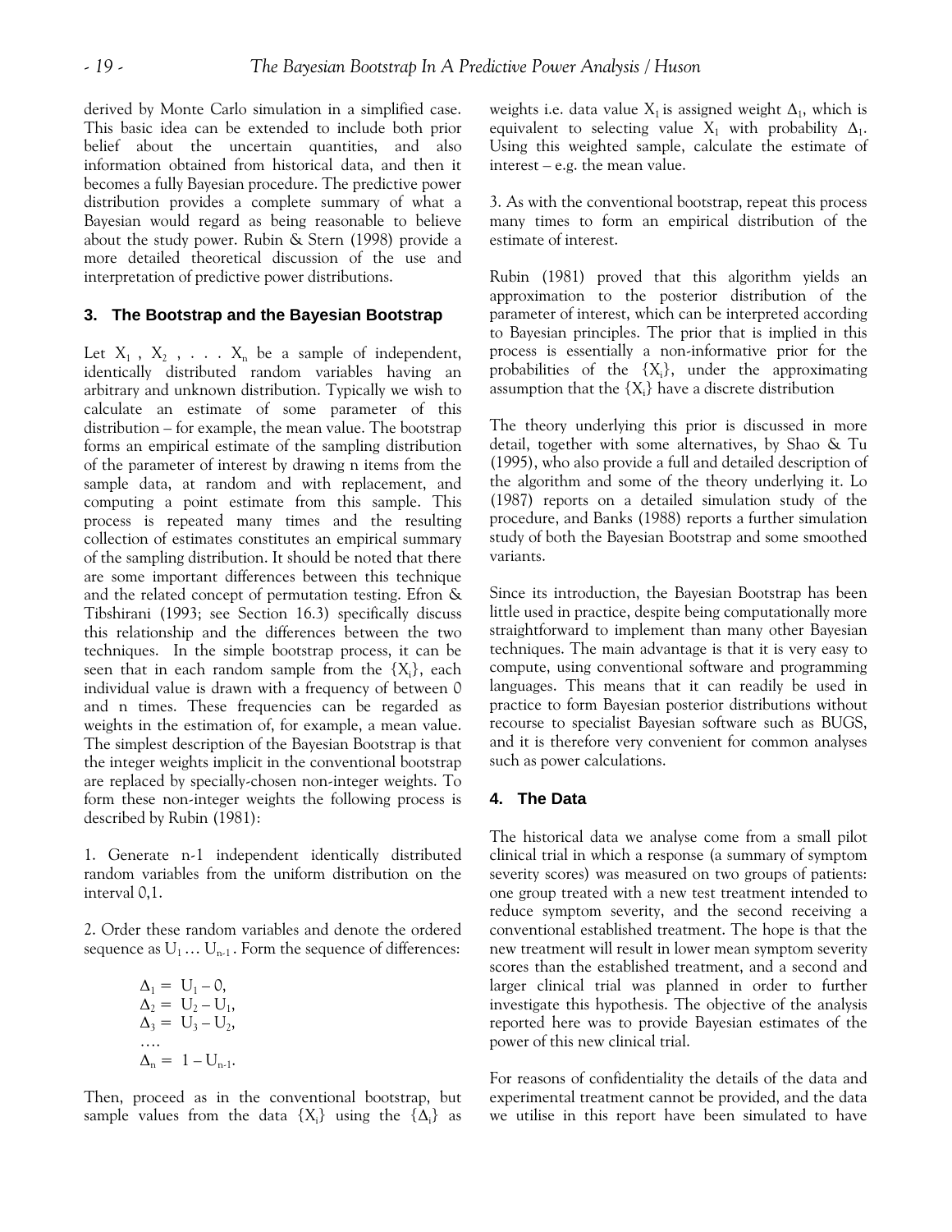derived by Monte Carlo simulation in a simplified case. This basic idea can be extended to include both prior belief about the uncertain quantities, and also information obtained from historical data, and then it becomes a fully Bayesian procedure. The predictive power distribution provides a complete summary of what a Bayesian would regard as being reasonable to believe about the study power. Rubin & Stern (1998) provide a more detailed theoretical discussion of the use and interpretation of predictive power distributions.

## 3. The Bootstrap and the Bayesian Bootstrap

Let $X_1$ , $X_2$ , . . . $X_n$ be a sample of independent, identically distributed random variables having an arbitrary and unknown distribution. Typically we wish to calculate an estimate of some parameter of this distribution – for example, the mean value. The bootstrap forms an empirical estimate of the sampling distribution of the parameter of interest by drawing n items from the sample data, at random and with replacement, and computing a point estimate from this sample. This process is repeated many times and the resulting collection of estimates constitutes an empirical summary of the sampling distribution. It should be noted that there are some important differences between this technique and the related concept of permutation testing. Efron & Tibshirani (1993; see Section 16.3) specifically discuss this relationship and the differences between the two techniques. In the simple bootstrap process, it can be seen that in each random sample from the $\{X_i\}$, each individual value is drawn with a frequency of between 0 and n times. These frequencies can be regarded as weights in the estimation of, for example, a mean value. The simplest description of the Bayesian Bootstrap is that the integer weights implicit in the conventional bootstrap are replaced by specially-chosen non-integer weights. To form these non-integer weights the following process is described by Rubin (1981):

1. Generate n-1 independent identically distributed random variables from the uniform distribution on the interval 0,1.

2. Order these random variables and denote the ordered sequence as $U_1 \ldots U_{n-1}$ . Form the sequence of differences:

$$
\begin{aligned}
\Delta_1 &= U_1 - 0, \\
\Delta_2 &= U_2 - U_1, \\
\Delta_3 &= U_3 - U_2, \\
&\ldots \\
\Delta_n &= 1 - U_{n-1}.
\end{aligned}
$$

Then, proceed as in the conventional bootstrap, but sample values from the data $\{X_i\}$ using the $\{\Delta_i\}$ as weights i.e. data value $X_1$ is assigned weight $\Delta_1$, which is equivalent to selecting value $X_1$ with probability $\Delta_1$. Using this weighted sample, calculate the estimate of interest – e.g. the mean value.

3. As with the conventional bootstrap, repeat this process many times to form an empirical distribution of the estimate of interest.

Rubin (1981) proved that this algorithm yields an approximation to the posterior distribution of the parameter of interest, which can be interpreted according to Bayesian principles. The prior that is implied in this process is essentially a non-informative prior for the probabilities of the $\{X_i\}$, under the approximating assumption that the $\{X_i\}$ have a discrete distribution

The theory underlying this prior is discussed in more detail, together with some alternatives, by Shao & Tu (1995), who also provide a full and detailed description of the algorithm and some of the theory underlying it. Lo (1987) reports on a detailed simulation study of the procedure, and Banks (1988) reports a further simulation study of both the Bayesian Bootstrap and some smoothed variants.

Since its introduction, the Bayesian Bootstrap has been little used in practice, despite being computationally more straightforward to implement than many other Bayesian techniques. The main advantage is that it is very easy to compute, using conventional software and programming languages. This means that it can readily be used in practice to form Bayesian posterior distributions without recourse to specialist Bayesian software such as BUGS, and it is therefore very convenient for common analyses such as power calculations.

## 4. The Data

The historical data we analyse come from a small pilot clinical trial in which a response (a summary of symptom severity scores) was measured on two groups of patients: one group treated with a new test treatment intended to reduce symptom severity, and the second receiving a conventional established treatment. The hope is that the new treatment will result in lower mean symptom severity scores than the established treatment, and a second and larger clinical trial was planned in order to further investigate this hypothesis. The objective of the analysis reported here was to provide Bayesian estimates of the power of this new clinical trial.

For reasons of confidentiality the details of the data and experimental treatment cannot be provided, and the data we utilise in this report have been simulated to have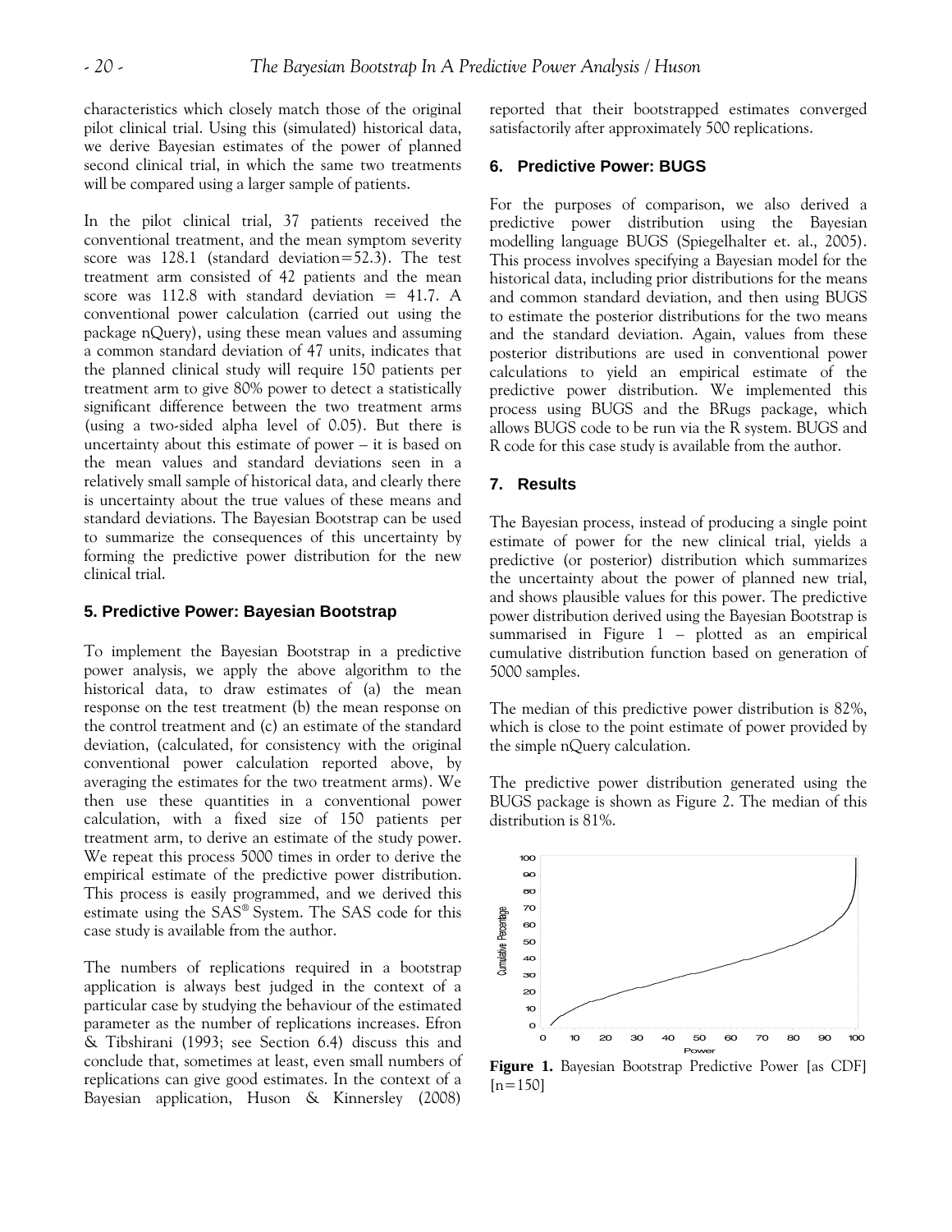characteristics which closely match those of the original pilot clinical trial. Using this (simulated) historical data, we derive Bayesian estimates of the power of planned second clinical trial, in which the same two treatments will be compared using a larger sample of patients.

In the pilot clinical trial, 37 patients received the conventional treatment, and the mean symptom severity score was 128.1 (standard deviation=52.3). The test treatment arm consisted of 42 patients and the mean score was 112.8 with standard deviation = 41.7. A conventional power calculation (carried out using the package nQuery), using these mean values and assuming a common standard deviation of 47 units, indicates that the planned clinical study will require 150 patients per treatment arm to give 80% power to detect a statistically significant difference between the two treatment arms (using a two-sided alpha level of 0.05). But there is uncertainty about this estimate of power – it is based on the mean values and standard deviations seen in a relatively small sample of historical data, and clearly there is uncertainty about the true values of these means and standard deviations. The Bayesian Bootstrap can be used to summarize the consequences of this uncertainty by forming the predictive power distribution for the new clinical trial.

## 5. Predictive Power: Bayesian Bootstrap

To implement the Bayesian Bootstrap in a predictive power analysis, we apply the above algorithm to the historical data, to draw estimates of (a) the mean response on the test treatment (b) the mean response on the control treatment and (c) an estimate of the standard deviation, (calculated, for consistency with the original conventional power calculation reported above, by averaging the estimates for the two treatment arms). We then use these quantities in a conventional power calculation, with a fixed size of 150 patients per treatment arm, to derive an estimate of the study power. We repeat this process 5000 times in order to derive the empirical estimate of the predictive power distribution. This process is easily programmed, and we derived this estimate using the SAS® System. The SAS code for this case study is available from the author.

The numbers of replications required in a bootstrap application is always best judged in the context of a particular case by studying the behaviour of the estimated parameter as the number of replications increases. Efron & Tibshirani (1993; see Section 6.4) discuss this and conclude that, sometimes at least, even small numbers of replications can give good estimates. In the context of a Bayesian application, Huson & Kinnersley (2008) reported that their bootstrapped estimates converged satisfactorily after approximately 500 replications.

## 6. Predictive Power: BUGS

For the purposes of comparison, we also derived a predictive power distribution using the Bayesian modelling language BUGS (Spiegelhalter et. al., 2005). This process involves specifying a Bayesian model for the historical data, including prior distributions for the means and common standard deviation, and then using BUGS to estimate the posterior distributions for the two means and the standard deviation. Again, values from these posterior distributions are used in conventional power calculations to yield an empirical estimate of the predictive power distribution. We implemented this process using BUGS and the BRugs package, which allows BUGS code to be run via the R system. BUGS and R code for this case study is available from the author.

## 7. Results

The Bayesian process, instead of producing a single point estimate of power for the new clinical trial, yields a predictive (or posterior) distribution which summarizes the uncertainty about the power of planned new trial, and shows plausible values for this power. The predictive power distribution derived using the Bayesian Bootstrap is summarised in Figure 1 – plotted as an empirical cumulative distribution function based on generation of 5000 samples.

The median of this predictive power distribution is 82%, which is close to the point estimate of power provided by the simple nQuery calculation.

The predictive power distribution generated using the BUGS package is shown as Figure 2. The median of this distribution is 81%.

**Figure 1.** Bayesian Bootstrap Predictive Power [as CDF] [n=150]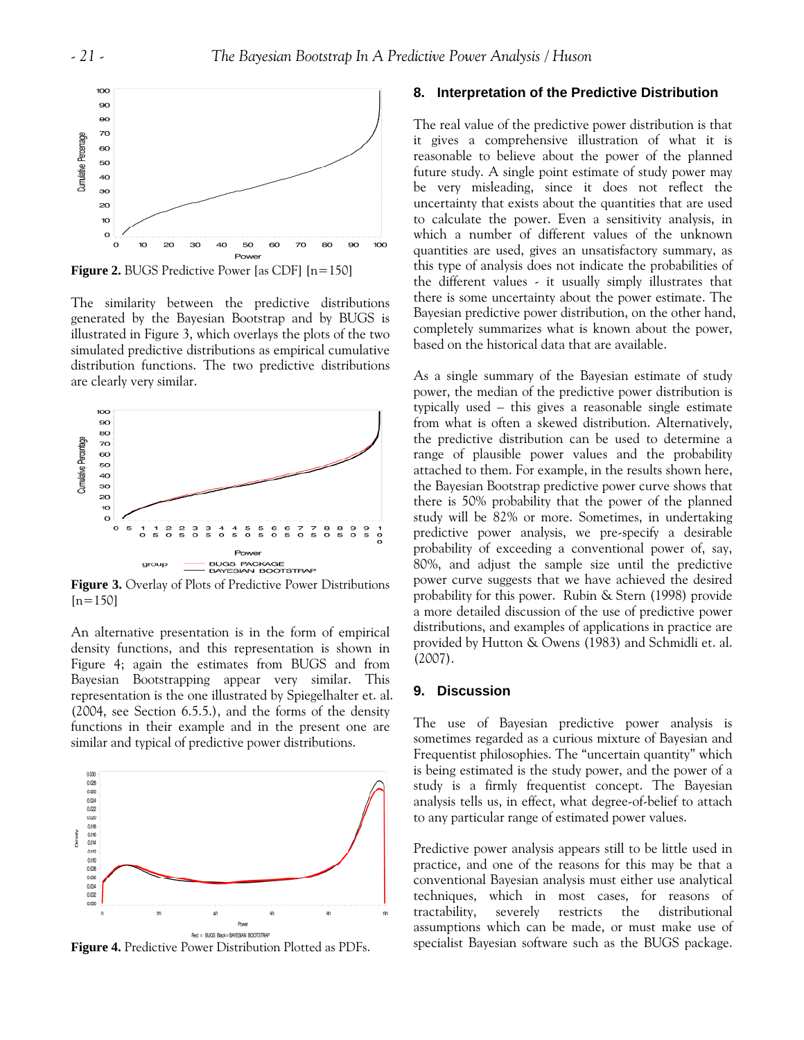**Figure 2.** BUGS Predictive Power [as CDF] [n=150]

The similarity between the predictive distributions generated by the Bayesian Bootstrap and by BUGS is illustrated in Figure 3, which overlays the plots of the two simulated predictive distributions as empirical cumulative distribution functions. The two predictive distributions are clearly very similar.

**Figure 3.** Overlay of Plots of Predictive Power Distributions [n=150]

An alternative presentation is in the form of empirical density functions, and this representation is shown in Figure 4; again the estimates from BUGS and from Bayesian Bootstrapping appear very similar. This representation is the one illustrated by Spiegelhalter et. al. (2004, see Section 6.5.5.), and the forms of the density functions in their example and in the present one are similar and typical of predictive power distributions.

**Figure 4.** Predictive Power Distribution Plotted as PDFs.

## 8. Interpretation of the Predictive Distribution

The real value of the predictive power distribution is that it gives a comprehensive illustration of what it is reasonable to believe about the power of the planned future study. A single point estimate of study power may be very misleading, since it does not reflect the uncertainty that exists about the quantities that are used to calculate the power. Even a sensitivity analysis, in which a number of different values of the unknown quantities are used, gives an unsatisfactory summary, as this type of analysis does not indicate the probabilities of the different values - it usually simply illustrates that there is some uncertainty about the power estimate. The Bayesian predictive power distribution, on the other hand, completely summarizes what is known about the power, based on the historical data that are available.

As a single summary of the Bayesian estimate of study power, the median of the predictive power distribution is typically used – this gives a reasonable single estimate from what is often a skewed distribution. Alternatively, the predictive distribution can be used to determine a range of plausible power values and the probability attached to them. For example, in the results shown here, the Bayesian Bootstrap predictive power curve shows that there is 50% probability that the power of the planned study will be 82% or more. Sometimes, in undertaking predictive power analysis, we pre-specify a desirable probability of exceeding a conventional power of, say, 80%, and adjust the sample size until the predictive power curve suggests that we have achieved the desired probability for this power. Rubin & Stern (1998) provide a more detailed discussion of the use of predictive power distributions, and examples of applications in practice are provided by Hutton & Owens (1983) and Schmidli et. al. (2007).

## 9. Discussion

The use of Bayesian predictive power analysis is sometimes regarded as a curious mixture of Bayesian and Frequentist philosophies. The "uncertain quantity" which is being estimated is the study power, and the power of a study is a firmly frequentist concept. The Bayesian analysis tells us, in effect, what degree-of-belief to attach to any particular range of estimated power values.

Predictive power analysis appears still to be little used in practice, and one of the reasons for this may be that a conventional Bayesian analysis must either use analytical techniques, which in most cases, for reasons of tractability, severely restricts the distributional assumptions which can be made, or must make use of specialist Bayesian software such as the BUGS package.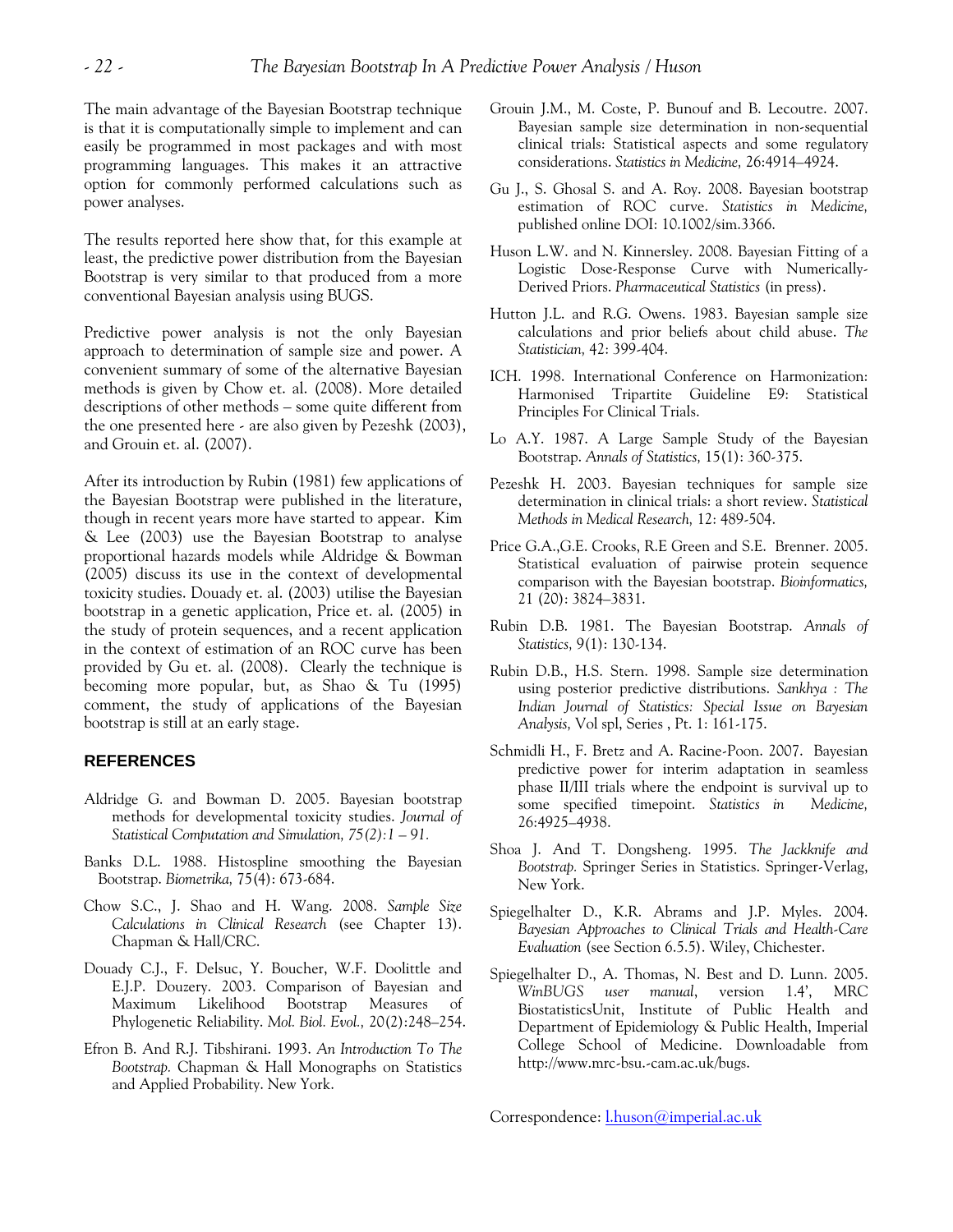The main advantage of the Bayesian Bootstrap technique is that it is computationally simple to implement and can easily be programmed in most packages and with most programming languages. This makes it an attractive option for commonly performed calculations such as power analyses.

The results reported here show that, for this example at least, the predictive power distribution from the Bayesian Bootstrap is very similar to that produced from a more conventional Bayesian analysis using BUGS.

Predictive power analysis is not the only Bayesian approach to determination of sample size and power. A convenient summary of some of the alternative Bayesian methods is given by Chow et. al. (2008). More detailed descriptions of other methods – some quite different from the one presented here - are also given by Pezeshk (2003), and Grouin et. al. (2007).

After its introduction by Rubin (1981) few applications of the Bayesian Bootstrap were published in the literature, though in recent years more have started to appear. Kim & Lee (2003) use the Bayesian Bootstrap to analyse proportional hazards models while Aldridge & Bowman (2005) discuss its use in the context of developmental toxicity studies. Douady et. al. (2003) utilise the Bayesian bootstrap in a genetic application, Price et. al. (2005) in the study of protein sequences, and a recent application in the context of estimation of an ROC curve has been provided by Gu et. al. (2008). Clearly the technique is becoming more popular, but, as Shao & Tu (1995) comment, the study of applications of the Bayesian bootstrap is still at an early stage.

## REFERENCES

Aldridge G. and Bowman D. 2005. Bayesian bootstrap methods for developmental toxicity studies. *Journal of Statistical Computation and Simulation, 75(2):1 – 91.*

Banks D.L. 1988. Histospline smoothing the Bayesian Bootstrap. *Biometrika*, 75(4): 673-684.

Chow S.C., J. Shao and H. Wang. 2008. *Sample Size Calculations in Clinical Research* (see Chapter 13). Chapman & Hall/CRC.

Douady C.J., F. Delsuc, Y. Boucher, W.F. Doolittle and E.J.P. Douzery. 2003. Comparison of Bayesian and Maximum Likelihood Bootstrap Measures of Phylogenetic Reliability. *Mol. Biol. Evol.,* 20(2):248–254.

Efron B. And R.J. Tibshirani. 1993. *An Introduction To The Bootstrap.* Chapman & Hall Monographs on Statistics and Applied Probability. New York.

Grouin J.M., M. Coste, P. Bunouf and B. Lecoutre. 2007. Bayesian sample size determination in non-sequential clinical trials: Statistical aspects and some regulatory considerations. *Statistics in Medicine,* 26:4914–4924.

Gu J., S. Ghosal S. and A. Roy. 2008. Bayesian bootstrap estimation of ROC curve. *Statistics in Medicine,* published online DOI: 10.1002/sim.3366.

Huson L.W. and N. Kinnersley. 2008. Bayesian Fitting of a Logistic Dose-Response Curve with Numerically-Derived Priors. *Pharmaceutical Statistics* (in press).

Hutton J.L. and R.G. Owens. 1983. Bayesian sample size calculations and prior beliefs about child abuse. *The Statistician*, 42: 399-404.

ICH. 1998. International Conference on Harmonization: Harmonised Tripartite Guideline E9: Statistical Principles For Clinical Trials.

Lo A.Y. 1987. A Large Sample Study of the Bayesian Bootstrap. *Annals of Statistics,* 15(1): 360-375.

Pezeshk H. 2003. Bayesian techniques for sample size determination in clinical trials: a short review. *Statistical Methods in Medical Research,* 12: 489-504.

Price G.A.,G.E. Crooks, R.E Green and S.E. Brenner. 2005. Statistical evaluation of pairwise protein sequence comparison with the Bayesian bootstrap. *Bioinformatics,* 21 (20): 3824–3831.

Rubin D.B. 1981. The Bayesian Bootstrap. *Annals of Statistics,* 9(1): 130-134.

Rubin D.B., H.S. Stern. 1998. Sample size determination using posterior predictive distributions. *Sankhya : The Indian Journal of Statistics: Special Issue on Bayesian Analysis,* Vol spl, Series , Pt. 1: 161-175.

Schmidli H., F. Bretz and A. Racine-Poon. 2007. Bayesian predictive power for interim adaptation in seamless phase II/III trials where the endpoint is survival up to some specified timepoint. *Statistics in Medicine,* 26:4925–4938.

Shoa J. And T. Dongsheng. 1995. *The Jackknife and Bootstrap.* Springer Series in Statistics. Springer-Verlag, New York.

Spiegelhalter D., K.R. Abrams and J.P. Myles. 2004. *Bayesian Approaches to Clinical Trials and Health-Care Evaluation* (see Section 6.5.5). Wiley, Chichester.

Spiegelhalter D., A. Thomas, N. Best and D. Lunn. 2005. *WinBUGS user manual*, version 1.4', MRC BiostatisticsUnit, Institute of Public Health and Department of Epidemiology & Public Health, Imperial College School of Medicine. Downloadable from http://www.mrc-bsu.-cam.ac.uk/bugs.

Correspondence: l.huson@imperial.ac.uk